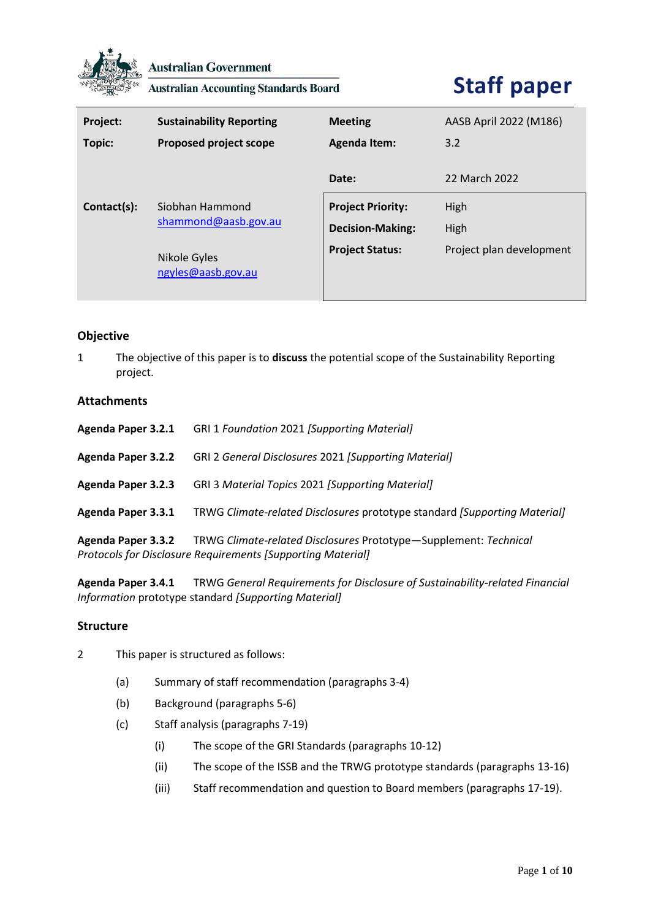Australian Government

Australian Accounting Standards Board

# Staff paper

| | | | |
|---|---|---|---|
| **Project:** | **Sustainability Reporting** | **Meeting** | AASB April 2022 (M186) |
| **Topic:** | **Proposed project scope** | **Agenda Item:** | 3.2 |
| | | **Date:** | 22 March 2022 |
| **Contact(s):** | Siobhan Hammond<br>shammond@aasb.gov.au<br><br>Nikole Gyles<br>ngyles@aasb.gov.au | **Project Priority:**<br>**Decision-Making:**<br>**Project Status:** | High<br>High<br>Project plan development |

## Objective

1 The objective of this paper is to **discuss** the potential scope of the Sustainability Reporting project.

## Attachments

**Agenda Paper 3.2.1** GRI 1 *Foundation* 2021 *[Supporting Material]*

**Agenda Paper 3.2.2** GRI 2 *General Disclosures* 2021 *[Supporting Material]*

**Agenda Paper 3.2.3** GRI 3 *Material Topics* 2021 *[Supporting Material]*

**Agenda Paper 3.3.1** TRWG *Climate-related Disclosures* prototype standard *[Supporting Material]*

**Agenda Paper 3.3.2** TRWG *Climate-related Disclosures* Prototype—Supplement: *Technical Protocols for Disclosure Requirements [Supporting Material]*

**Agenda Paper 3.4.1** TRWG *General Requirements for Disclosure of Sustainability-related Financial Information* prototype standard *[Supporting Material]*

## Structure

2 This paper is structured as follows:

(a) Summary of staff recommendation (paragraphs 3-4)

(b) Background (paragraphs 5-6)

(c) Staff analysis (paragraphs 7-19)

(i) The scope of the GRI Standards (paragraphs 10-12)

(ii) The scope of the ISSB and the TRWG prototype standards (paragraphs 13-16)

(iii) Staff recommendation and question to Board members (paragraphs 17-19).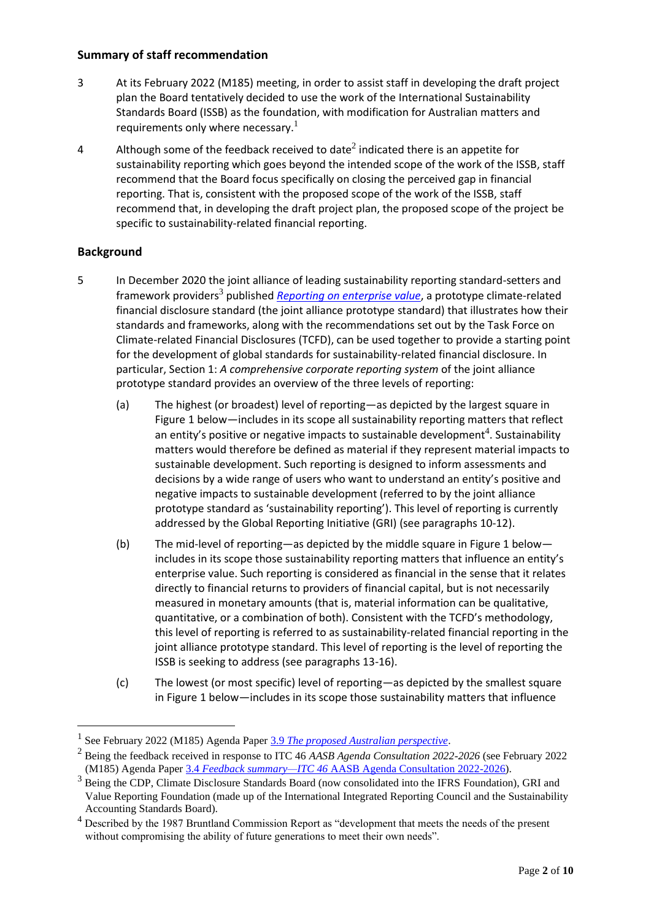## Summary of staff recommendation

3 At its February 2022 (M185) meeting, in order to assist staff in developing the draft project plan the Board tentatively decided to use the work of the International Sustainability Standards Board (ISSB) as the foundation, with modification for Australian matters and requirements only where necessary.[1]

4 Although some of the feedback received to date[2] indicated there is an appetite for sustainability reporting which goes beyond the intended scope of the work of the ISSB, staff recommend that the Board focus specifically on closing the perceived gap in financial reporting. That is, consistent with the proposed scope of the work of the ISSB, staff recommend that, in developing the draft project plan, the proposed scope of the project be specific to sustainability-related financial reporting.

## Background

5 In December 2020 the joint alliance of leading sustainability reporting standard-setters and framework providers[3] published *Reporting on enterprise value*, a prototype climate-related financial disclosure standard (the joint alliance prototype standard) that illustrates how their standards and frameworks, along with the recommendations set out by the Task Force on Climate-related Financial Disclosures (TCFD), can be used together to provide a starting point for the development of global standards for sustainability-related financial disclosure. In particular, Section 1: *A comprehensive corporate reporting system* of the joint alliance prototype standard provides an overview of the three levels of reporting:

(a) The highest (or broadest) level of reporting—as depicted by the largest square in Figure 1 below—includes in its scope all sustainability reporting matters that reflect an entity's positive or negative impacts to sustainable development[4]. Sustainability matters would therefore be defined as material if they represent material impacts to sustainable development. Such reporting is designed to inform assessments and decisions by a wide range of users who want to understand an entity's positive and negative impacts to sustainable development (referred to by the joint alliance prototype standard as 'sustainability reporting'). This level of reporting is currently addressed by the Global Reporting Initiative (GRI) (see paragraphs 10-12).

(b) The mid-level of reporting—as depicted by the middle square in Figure 1 below—includes in its scope those sustainability reporting matters that influence an entity's enterprise value. Such reporting is considered as financial in the sense that it relates directly to financial returns to providers of financial capital, but is not necessarily measured in monetary amounts (that is, material information can be qualitative, quantitative, or a combination of both). Consistent with the TCFD's methodology, this level of reporting is referred to as sustainability-related financial reporting in the joint alliance prototype standard. This level of reporting is the level of reporting the ISSB is seeking to address (see paragraphs 13-16).

(c) The lowest (or most specific) level of reporting—as depicted by the smallest square in Figure 1 below—includes in its scope those sustainability matters that influence

---

[1] See February 2022 (M185) Agenda Paper 3.9 *The proposed Australian perspective*.

[2] Being the feedback received in response to ITC 46 *AASB Agenda Consultation 2022-2026* (see February 2022 (M185) Agenda Paper 3.4 *Feedback summary—ITC 46* AASB Agenda Consultation 2022-2026).

[3] Being the CDP, Climate Disclosure Standards Board (now consolidated into the IFRS Foundation), GRI and Value Reporting Foundation (made up of the International Integrated Reporting Council and the Sustainability Accounting Standards Board).

[4] Described by the 1987 Bruntland Commission Report as "development that meets the needs of the present without compromising the ability of future generations to meet their own needs".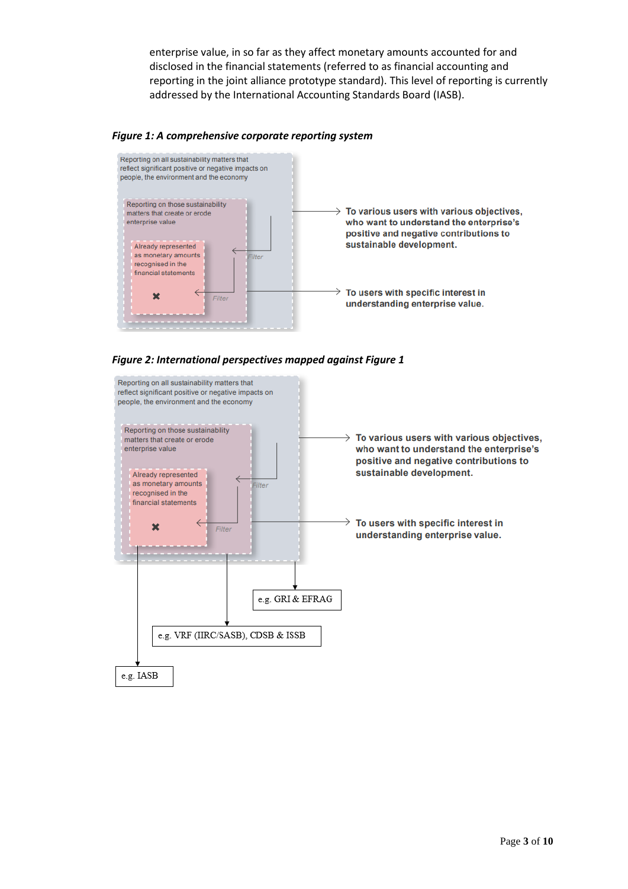enterprise value, in so far as they affect monetary amounts accounted for and disclosed in the financial statements (referred to as financial accounting and reporting in the joint alliance prototype standard). This level of reporting is currently addressed by the International Accounting Standards Board (IASB).

*Figure 1: A comprehensive corporate reporting system*

Reporting on all sustainability matters that reflect significant positive or negative impacts on people, the environment and the economy

Reporting on those sustainability matters that create or erode enterprise value

Already represented as monetary amounts recognised in the financial statements

Filter

Filter

To various users with various objectives, who want to understand the enterprise's positive and negative contributions to sustainable development.

To users with specific interest in understanding enterprise value.

*Figure 2: International perspectives mapped against Figure 1*

Reporting on all sustainability matters that reflect significant positive or negative impacts on people, the environment and the economy

Reporting on those sustainability matters that create or erode enterprise value

Already represented as monetary amounts recognised in the financial statements

Filter

Filter

To various users with various objectives, who want to understand the enterprise's positive and negative contributions to sustainable development.

To users with specific interest in understanding enterprise value.

e.g. GRI & EFRAG

e.g. VRF (IIRC/SASB), CDSB & ISSB

e.g. IASB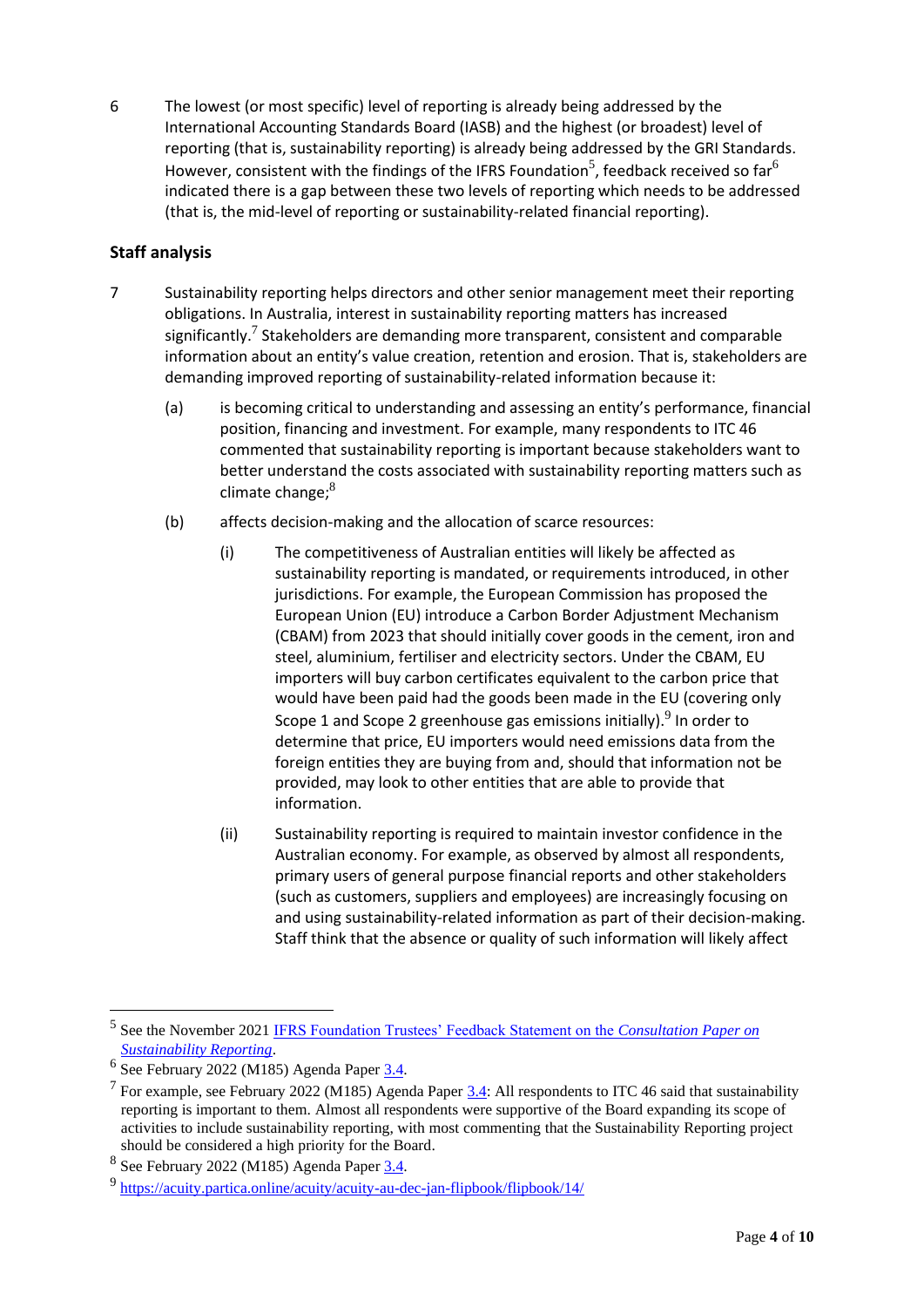6 The lowest (or most specific) level of reporting is already being addressed by the International Accounting Standards Board (IASB) and the highest (or broadest) level of reporting (that is, sustainability reporting) is already being addressed by the GRI Standards. However, consistent with the findings of the IFRS Foundation[5], feedback received so far[6] indicated there is a gap between these two levels of reporting which needs to be addressed (that is, the mid-level of reporting or sustainability-related financial reporting).

## Staff analysis

7 Sustainability reporting helps directors and other senior management meet their reporting obligations. In Australia, interest in sustainability reporting matters has increased significantly.[7] Stakeholders are demanding more transparent, consistent and comparable information about an entity's value creation, retention and erosion. That is, stakeholders are demanding improved reporting of sustainability-related information because it:

(a) is becoming critical to understanding and assessing an entity's performance, financial position, financing and investment. For example, many respondents to ITC 46 commented that sustainability reporting is important because stakeholders want to better understand the costs associated with sustainability reporting matters such as climate change;[8]

(b) affects decision-making and the allocation of scarce resources:

(i) The competitiveness of Australian entities will likely be affected as sustainability reporting is mandated, or requirements introduced, in other jurisdictions. For example, the European Commission has proposed the European Union (EU) introduce a Carbon Border Adjustment Mechanism (CBAM) from 2023 that should initially cover goods in the cement, iron and steel, aluminium, fertiliser and electricity sectors. Under the CBAM, EU importers will buy carbon certificates equivalent to the carbon price that would have been paid had the goods been made in the EU (covering only Scope 1 and Scope 2 greenhouse gas emissions initially).[9] In order to determine that price, EU importers would need emissions data from the foreign entities they are buying from and, should that information not be provided, may look to other entities that are able to provide that information.

(ii) Sustainability reporting is required to maintain investor confidence in the Australian economy. For example, as observed by almost all respondents, primary users of general purpose financial reports and other stakeholders (such as customers, suppliers and employees) are increasingly focusing on and using sustainability-related information as part of their decision-making. Staff think that the absence or quality of such information will likely affect

---

[5] See the November 2021 IFRS Foundation Trustees' Feedback Statement on the *Consultation Paper on Sustainability Reporting*.

[6] See February 2022 (M185) Agenda Paper 3.4.

[7] For example, see February 2022 (M185) Agenda Paper 3.4: All respondents to ITC 46 said that sustainability reporting is important to them. Almost all respondents were supportive of the Board expanding its scope of activities to include sustainability reporting, with most commenting that the Sustainability Reporting project should be considered a high priority for the Board.

[8] See February 2022 (M185) Agenda Paper 3.4.

[9] https://acuity.partica.online/acuity/acuity-au-dec-jan-flipbook/flipbook/14/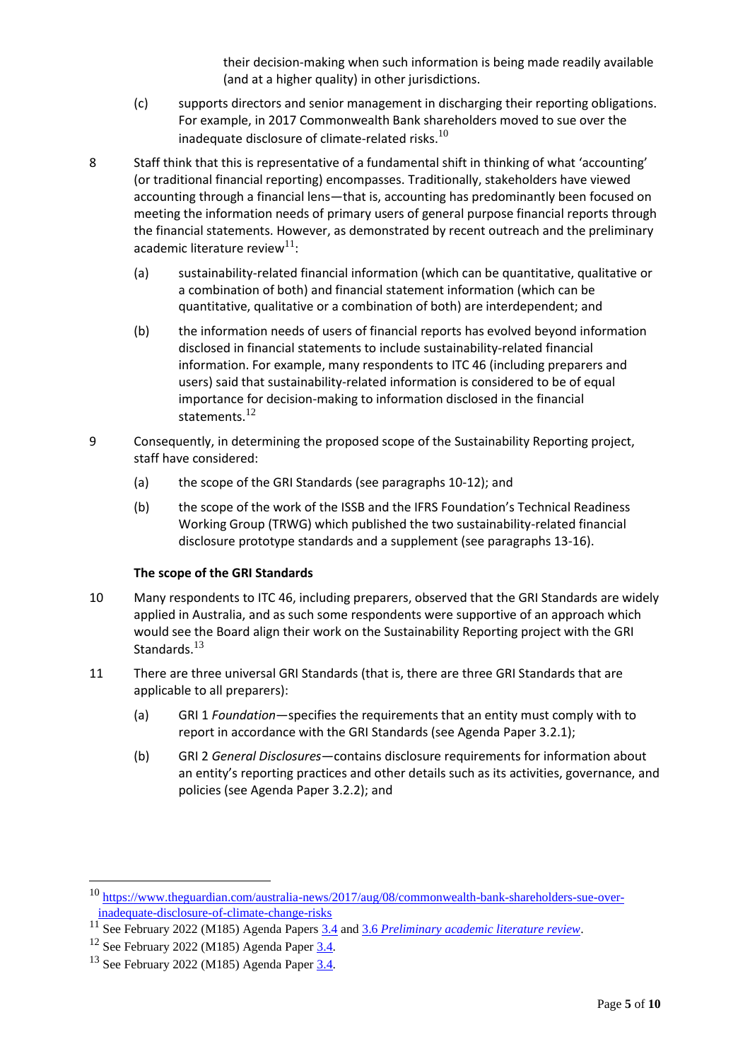their decision-making when such information is being made readily available (and at a higher quality) in other jurisdictions.

(c) supports directors and senior management in discharging their reporting obligations. For example, in 2017 Commonwealth Bank shareholders moved to sue over the inadequate disclosure of climate-related risks.[10]

8 Staff think that this is representative of a fundamental shift in thinking of what 'accounting' (or traditional financial reporting) encompasses. Traditionally, stakeholders have viewed accounting through a financial lens—that is, accounting has predominantly been focused on meeting the information needs of primary users of general purpose financial reports through the financial statements. However, as demonstrated by recent outreach and the preliminary academic literature review[11]:

(a) sustainability-related financial information (which can be quantitative, qualitative or a combination of both) and financial statement information (which can be quantitative, qualitative or a combination of both) are interdependent; and

(b) the information needs of users of financial reports has evolved beyond information disclosed in financial statements to include sustainability-related financial information. For example, many respondents to ITC 46 (including preparers and users) said that sustainability-related information is considered to be of equal importance for decision-making to information disclosed in the financial statements.[12]

9 Consequently, in determining the proposed scope of the Sustainability Reporting project, staff have considered:

(a) the scope of the GRI Standards (see paragraphs 10-12); and

(b) the scope of the work of the ISSB and the IFRS Foundation's Technical Readiness Working Group (TRWG) which published the two sustainability-related financial disclosure prototype standards and a supplement (see paragraphs 13-16).

**The scope of the GRI Standards**

10 Many respondents to ITC 46, including preparers, observed that the GRI Standards are widely applied in Australia, and as such some respondents were supportive of an approach which would see the Board align their work on the Sustainability Reporting project with the GRI Standards.[13]

11 There are three universal GRI Standards (that is, there are three GRI Standards that are applicable to all preparers):

(a) GRI 1 *Foundation*—specifies the requirements that an entity must comply with to report in accordance with the GRI Standards (see Agenda Paper 3.2.1);

(b) GRI 2 *General Disclosures*—contains disclosure requirements for information about an entity's reporting practices and other details such as its activities, governance, and policies (see Agenda Paper 3.2.2); and

---

[10] https://www.theguardian.com/australia-news/2017/aug/08/commonwealth-bank-shareholders-sue-over-inadequate-disclosure-of-climate-change-risks

[11] See February 2022 (M185) Agenda Papers 3.4 and 3.6 *Preliminary academic literature review*.

[12] See February 2022 (M185) Agenda Paper 3.4.

[13] See February 2022 (M185) Agenda Paper 3.4.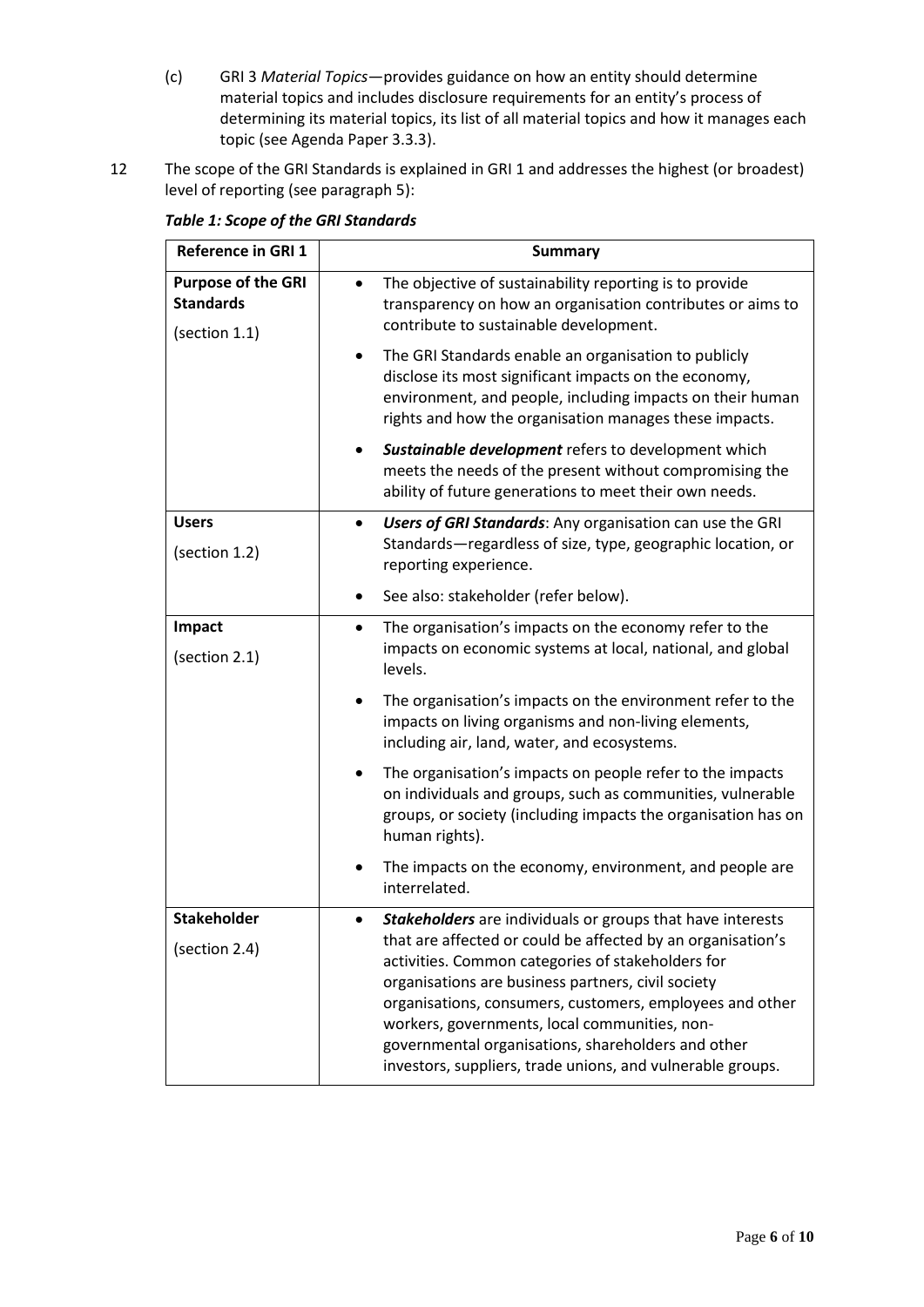(c) GRI 3 *Material Topics*—provides guidance on how an entity should determine material topics and includes disclosure requirements for an entity's process of determining its material topics, its list of all material topics and how it manages each topic (see Agenda Paper 3.3.3).

12 The scope of the GRI Standards is explained in GRI 1 and addresses the highest (or broadest) level of reporting (see paragraph 5):

***Table 1: Scope of the GRI Standards***

| Reference in GRI 1 | Summary |
|---|---|
| **Purpose of the GRI Standards** (section 1.1) | • The objective of sustainability reporting is to provide transparency on how an organisation contributes or aims to contribute to sustainable development.<br>• The GRI Standards enable an organisation to publicly disclose its most significant impacts on the economy, environment, and people, including impacts on their human rights and how the organisation manages these impacts.<br>• ***Sustainable development*** refers to development which meets the needs of the present without compromising the ability of future generations to meet their own needs. |
| **Users** (section 1.2) | • ***Users of GRI Standards***: Any organisation can use the GRI Standards—regardless of size, type, geographic location, or reporting experience.<br>• See also: stakeholder (refer below). |
| **Impact** (section 2.1) | • The organisation's impacts on the economy refer to the impacts on economic systems at local, national, and global levels.<br>• The organisation's impacts on the environment refer to the impacts on living organisms and non-living elements, including air, land, water, and ecosystems.<br>• The organisation's impacts on people refer to the impacts on individuals and groups, such as communities, vulnerable groups, or society (including impacts the organisation has on human rights).<br>• The impacts on the economy, environment, and people are interrelated. |
| **Stakeholder** (section 2.4) | • ***Stakeholders*** are individuals or groups that have interests that are affected or could be affected by an organisation's activities. Common categories of stakeholders for organisations are business partners, civil society organisations, consumers, customers, employees and other workers, governments, local communities, non-governmental organisations, shareholders and other investors, suppliers, trade unions, and vulnerable groups. |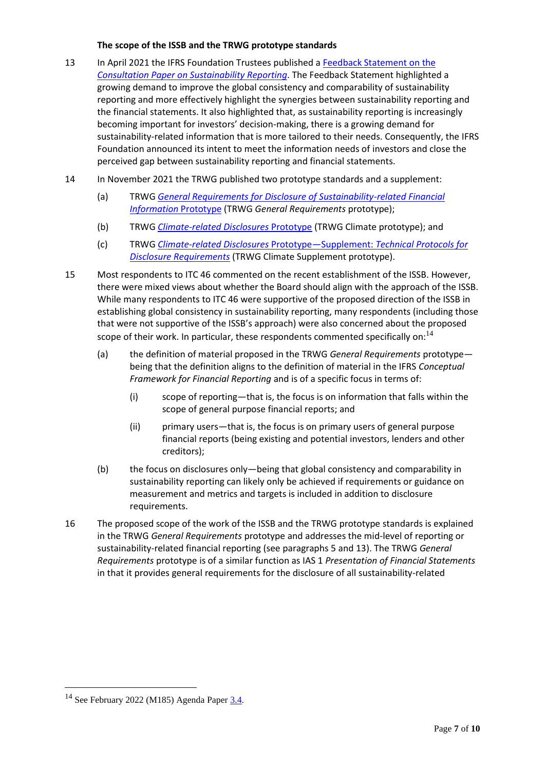**The scope of the ISSB and the TRWG prototype standards**

13 In April 2021 the IFRS Foundation Trustees published a Feedback Statement on the *Consultation Paper on Sustainability Reporting*. The Feedback Statement highlighted a growing demand to improve the global consistency and comparability of sustainability reporting and more effectively highlight the synergies between sustainability reporting and the financial statements. It also highlighted that, as sustainability reporting is increasingly becoming important for investors' decision-making, there is a growing demand for sustainability-related information that is more tailored to their needs. Consequently, the IFRS Foundation announced its intent to meet the information needs of investors and close the perceived gap between sustainability reporting and financial statements.

14 In November 2021 the TRWG published two prototype standards and a supplement:

(a) TRWG *General Requirements for Disclosure of Sustainability-related Financial Information* Prototype (TRWG *General Requirements* prototype);

(b) TRWG *Climate-related Disclosures* Prototype (TRWG Climate prototype); and

(c) TRWG *Climate-related Disclosures* Prototype—Supplement: *Technical Protocols for Disclosure Requirements* (TRWG Climate Supplement prototype).

15 Most respondents to ITC 46 commented on the recent establishment of the ISSB. However, there were mixed views about whether the Board should align with the approach of the ISSB. While many respondents to ITC 46 were supportive of the proposed direction of the ISSB in establishing global consistency in sustainability reporting, many respondents (including those that were not supportive of the ISSB's approach) were also concerned about the proposed scope of their work. In particular, these respondents commented specifically on:[14]

(a) the definition of material proposed in the TRWG *General Requirements* prototype—being that the definition aligns to the definition of material in the IFRS *Conceptual Framework for Financial Reporting* and is of a specific focus in terms of:

(i) scope of reporting—that is, the focus is on information that falls within the scope of general purpose financial reports; and

(ii) primary users—that is, the focus is on primary users of general purpose financial reports (being existing and potential investors, lenders and other creditors);

(b) the focus on disclosures only—being that global consistency and comparability in sustainability reporting can likely only be achieved if requirements or guidance on measurement and metrics and targets is included in addition to disclosure requirements.

16 The proposed scope of the work of the ISSB and the TRWG prototype standards is explained in the TRWG *General Requirements* prototype and addresses the mid-level of reporting or sustainability-related financial reporting (see paragraphs 5 and 13). The TRWG *General Requirements* prototype is of a similar function as IAS 1 *Presentation of Financial Statements* in that it provides general requirements for the disclosure of all sustainability-related

[14] See February 2022 (M185) Agenda Paper 3.4.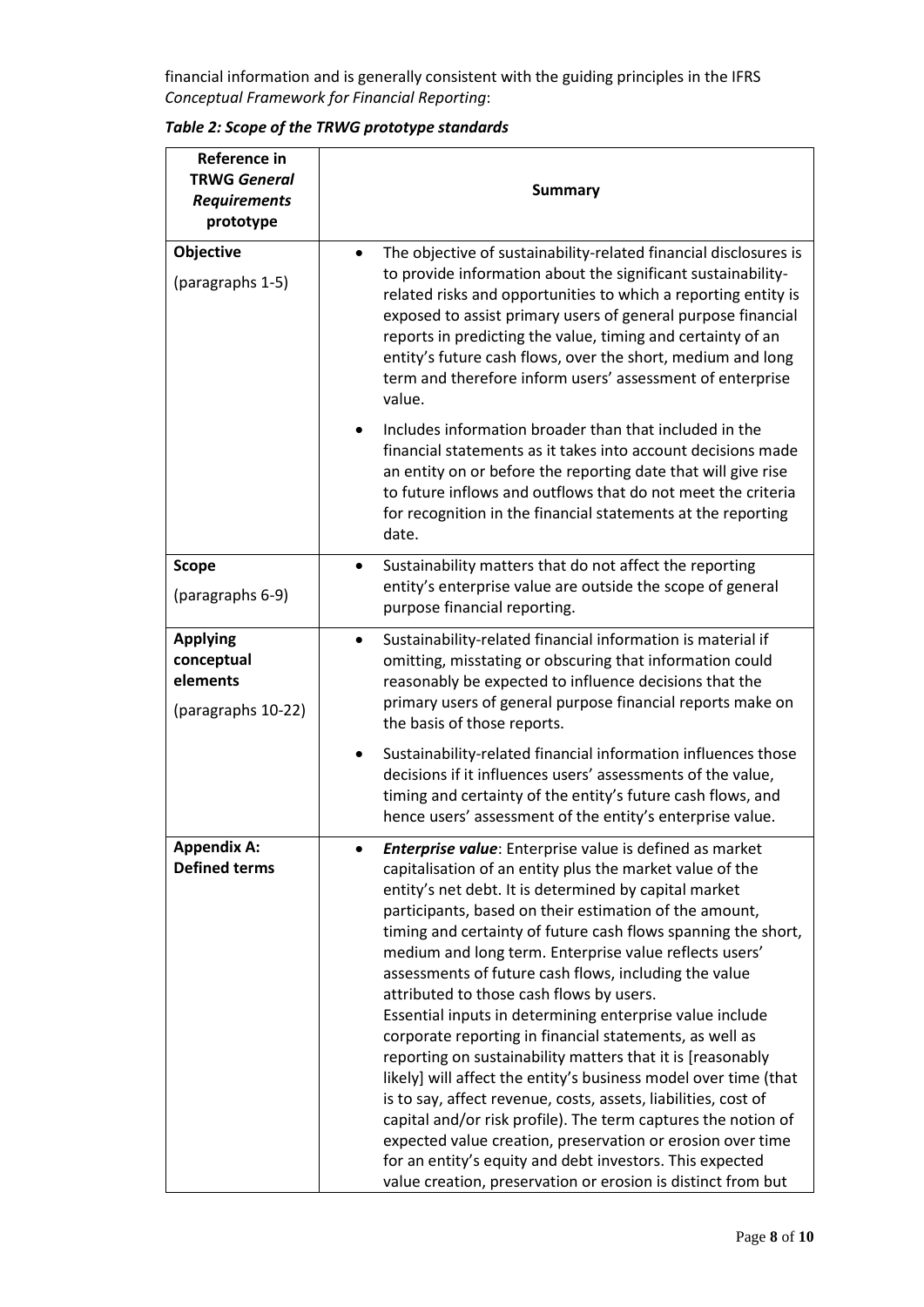financial information and is generally consistent with the guiding principles in the IFRS *Conceptual Framework for Financial Reporting*:

***Table 2: Scope of the TRWG prototype standards***

| **Reference in TRWG *General Requirements* prototype** | **Summary** |
|---|---|
| **Objective**<br><br>(paragraphs 1-5) | • The objective of sustainability-related financial disclosures is to provide information about the significant sustainability-related risks and opportunities to which a reporting entity is exposed to assist primary users of general purpose financial reports in predicting the value, timing and certainty of an entity's future cash flows, over the short, medium and long term and therefore inform users' assessment of enterprise value.<br><br>• Includes information broader than that included in the financial statements as it takes into account decisions made an entity on or before the reporting date that will give rise to future inflows and outflows that do not meet the criteria for recognition in the financial statements at the reporting date. |
| **Scope**<br><br>(paragraphs 6-9) | • Sustainability matters that do not affect the reporting entity's enterprise value are outside the scope of general purpose financial reporting. |
| **Applying conceptual elements**<br><br>(paragraphs 10-22) | • Sustainability-related financial information is material if omitting, misstating or obscuring that information could reasonably be expected to influence decisions that the primary users of general purpose financial reports make on the basis of those reports.<br><br>• Sustainability-related financial information influences those decisions if it influences users' assessments of the value, timing and certainty of the entity's future cash flows, and hence users' assessment of the entity's enterprise value. |
| **Appendix A: Defined terms** | • ***Enterprise value***: Enterprise value is defined as market capitalisation of an entity plus the market value of the entity's net debt. It is determined by capital market participants, based on their estimation of the amount, timing and certainty of future cash flows spanning the short, medium and long term. Enterprise value reflects users' assessments of future cash flows, including the value attributed to those cash flows by users.<br>Essential inputs in determining enterprise value include corporate reporting in financial statements, as well as reporting on sustainability matters that it is [reasonably likely] will affect the entity's business model over time (that is to say, affect revenue, costs, assets, liabilities, cost of capital and/or risk profile). The term captures the notion of expected value creation, preservation or erosion over time for an entity's equity and debt investors. This expected value creation, preservation or erosion is distinct from but |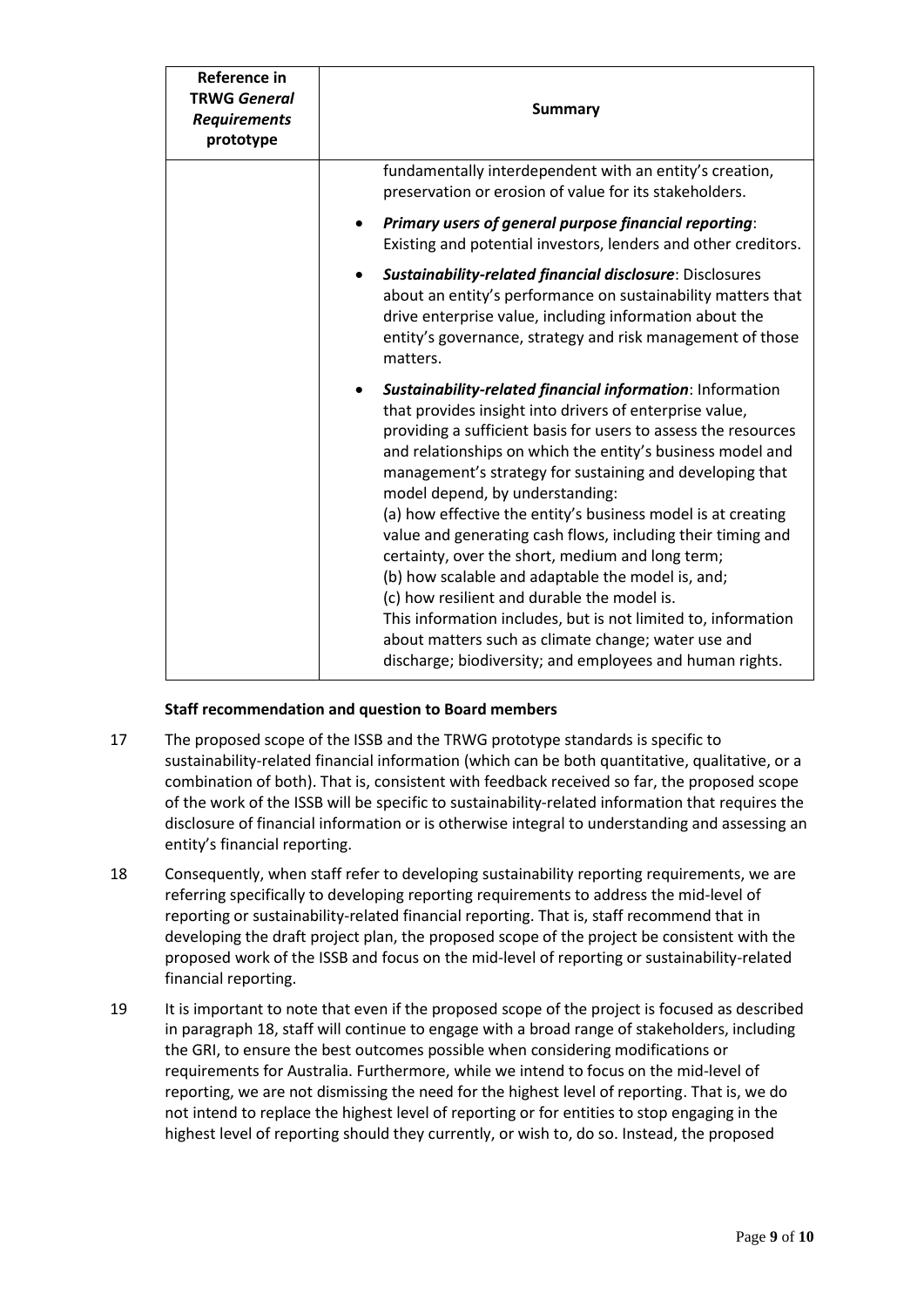| Reference in TRWG *General Requirements* prototype | Summary |
| --- | --- |
| | fundamentally interdependent with an entity's creation, preservation or erosion of value for its stakeholders.<br>• ***Primary users of general purpose financial reporting***: Existing and potential investors, lenders and other creditors.<br>• ***Sustainability-related financial disclosure***: Disclosures about an entity's performance on sustainability matters that drive enterprise value, including information about the entity's governance, strategy and risk management of those matters.<br>• ***Sustainability-related financial information***: Information that provides insight into drivers of enterprise value, providing a sufficient basis for users to assess the resources and relationships on which the entity's business model and management's strategy for sustaining and developing that model depend, by understanding:<br>(a) how effective the entity's business model is at creating value and generating cash flows, including their timing and certainty, over the short, medium and long term;<br>(b) how scalable and adaptable the model is, and;<br>(c) how resilient and durable the model is.<br>This information includes, but is not limited to, information about matters such as climate change; water use and discharge; biodiversity; and employees and human rights. |

**Staff recommendation and question to Board members**

17 The proposed scope of the ISSB and the TRWG prototype standards is specific to sustainability-related financial information (which can be both quantitative, qualitative, or a combination of both). That is, consistent with feedback received so far, the proposed scope of the work of the ISSB will be specific to sustainability-related information that requires the disclosure of financial information or is otherwise integral to understanding and assessing an entity's financial reporting.

18 Consequently, when staff refer to developing sustainability reporting requirements, we are referring specifically to developing reporting requirements to address the mid-level of reporting or sustainability-related financial reporting. That is, staff recommend that in developing the draft project plan, the proposed scope of the project be consistent with the proposed work of the ISSB and focus on the mid-level of reporting or sustainability-related financial reporting.

19 It is important to note that even if the proposed scope of the project is focused as described in paragraph 18, staff will continue to engage with a broad range of stakeholders, including the GRI, to ensure the best outcomes possible when considering modifications or requirements for Australia. Furthermore, while we intend to focus on the mid-level of reporting, we are not dismissing the need for the highest level of reporting. That is, we do not intend to replace the highest level of reporting or for entities to stop engaging in the highest level of reporting should they currently, or wish to, do so. Instead, the proposed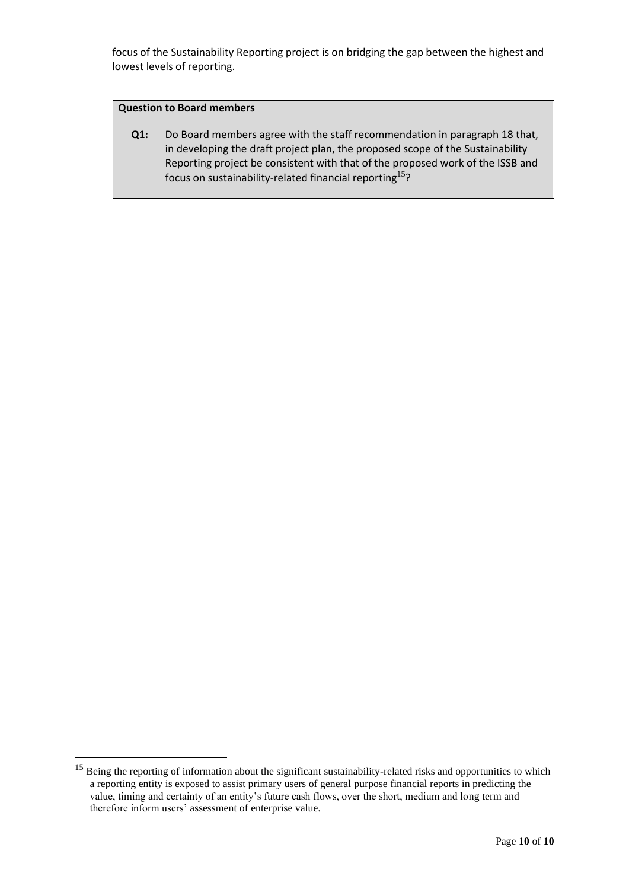focus of the Sustainability Reporting project is on bridging the gap between the highest and lowest levels of reporting.

**Question to Board members**

**Q1:** Do Board members agree with the staff recommendation in paragraph 18 that, in developing the draft project plan, the proposed scope of the Sustainability Reporting project be consistent with that of the proposed work of the ISSB and focus on sustainability-related financial reporting[15]?

---

[15] Being the reporting of information about the significant sustainability-related risks and opportunities to which a reporting entity is exposed to assist primary users of general purpose financial reports in predicting the value, timing and certainty of an entity's future cash flows, over the short, medium and long term and therefore inform users' assessment of enterprise value.